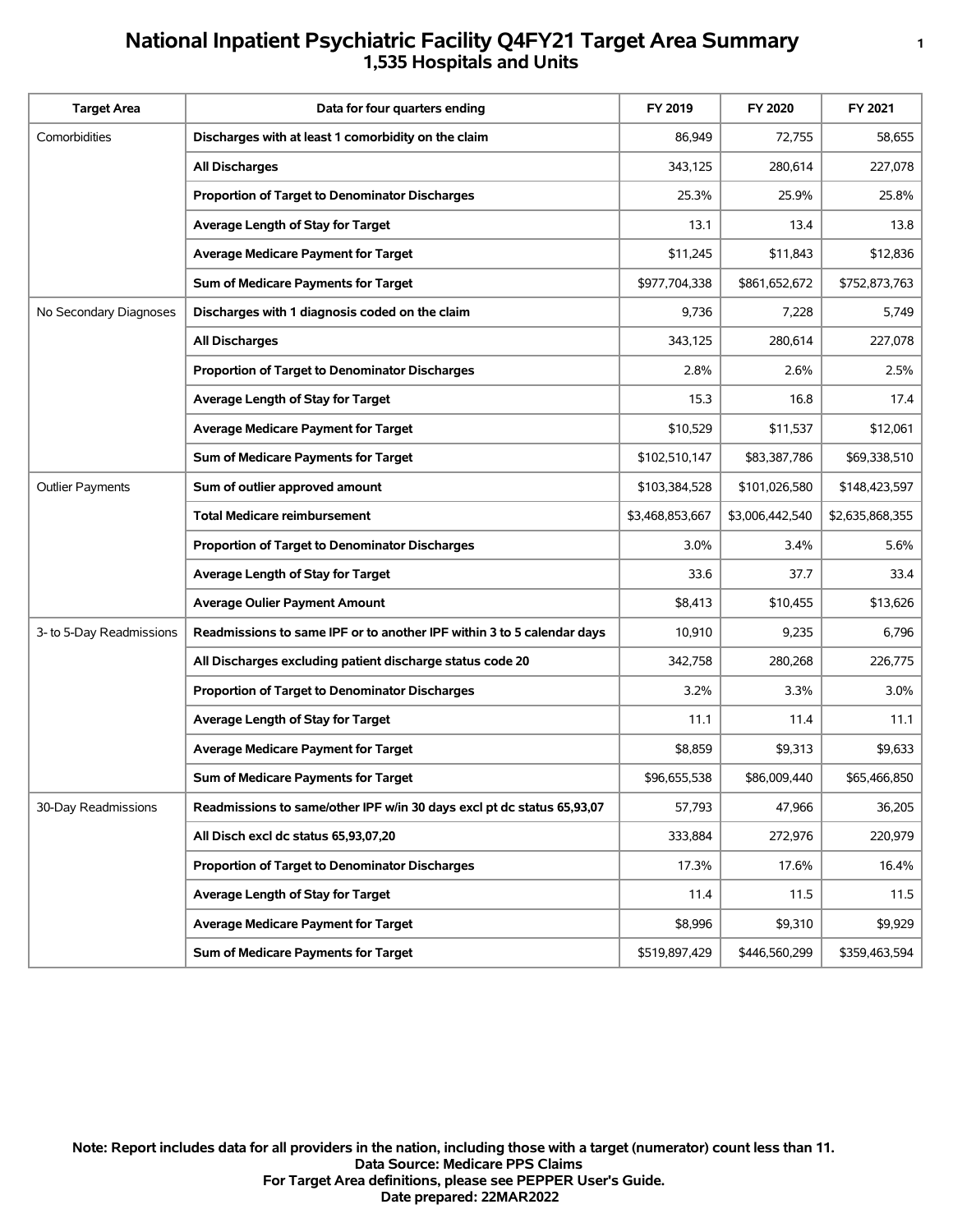# National Inpatient Psychiatric Facility Q4FY21 Target Area Summary
## 1,535 Hospitals and Units

| Target Area | Data for four quarters ending | FY 2019 | FY 2020 | FY 2021 |
|---|---|---|---|---|
| Comorbidities | **Discharges with at least 1 comorbidity on the claim** | 86,949 | 72,755 | 58,655 |
| | **All Discharges** | 343,125 | 280,614 | 227,078 |
| | **Proportion of Target to Denominator Discharges** | 25.3% | 25.9% | 25.8% |
| | **Average Length of Stay for Target** | 13.1 | 13.4 | 13.8 |
| | **Average Medicare Payment for Target** | $11,245 | $11,843 | $12,836 |
| | **Sum of Medicare Payments for Target** | $977,704,338 | $861,652,672 | $752,873,763 |
| No Secondary Diagnoses | **Discharges with 1 diagnosis coded on the claim** | 9,736 | 7,228 | 5,749 |
| | **All Discharges** | 343,125 | 280,614 | 227,078 |
| | **Proportion of Target to Denominator Discharges** | 2.8% | 2.6% | 2.5% |
| | **Average Length of Stay for Target** | 15.3 | 16.8 | 17.4 |
| | **Average Medicare Payment for Target** | $10,529 | $11,537 | $12,061 |
| | **Sum of Medicare Payments for Target** | $102,510,147 | $83,387,786 | $69,338,510 |
| Outlier Payments | **Sum of outlier approved amount** | $103,384,528 | $101,026,580 | $148,423,597 |
| | **Total Medicare reimbursement** | $3,468,853,667 | $3,006,442,540 | $2,635,868,355 |
| | **Proportion of Target to Denominator Discharges** | 3.0% | 3.4% | 5.6% |
| | **Average Length of Stay for Target** | 33.6 | 37.7 | 33.4 |
| | **Average Oulier Payment Amount** | $8,413 | $10,455 | $13,626 |
| 3- to 5-Day Readmissions | **Readmissions to same IPF or to another IPF within 3 to 5 calendar days** | 10,910 | 9,235 | 6,796 |
| | **All Discharges excluding patient discharge status code 20** | 342,758 | 280,268 | 226,775 |
| | **Proportion of Target to Denominator Discharges** | 3.2% | 3.3% | 3.0% |
| | **Average Length of Stay for Target** | 11.1 | 11.4 | 11.1 |
| | **Average Medicare Payment for Target** | $8,859 | $9,313 | $9,633 |
| | **Sum of Medicare Payments for Target** | $96,655,538 | $86,009,440 | $65,466,850 |
| 30-Day Readmissions | **Readmissions to same/other IPF w/in 30 days excl pt dc status 65,93,07** | 57,793 | 47,966 | 36,205 |
| | **All Disch excl dc status 65,93,07,20** | 333,884 | 272,976 | 220,979 |
| | **Proportion of Target to Denominator Discharges** | 17.3% | 17.6% | 16.4% |
| | **Average Length of Stay for Target** | 11.4 | 11.5 | 11.5 |
| | **Average Medicare Payment for Target** | $8,996 | $9,310 | $9,929 |
| | **Sum of Medicare Payments for Target** | $519,897,429 | $446,560,299 | $359,463,594 |

**Note: Report includes data for all providers in the nation, including those with a target (numerator) count less than 11.**
**Data Source: Medicare PPS Claims**
**For Target Area definitions, please see PEPPER User's Guide.**
**Date prepared: 22MAR2022**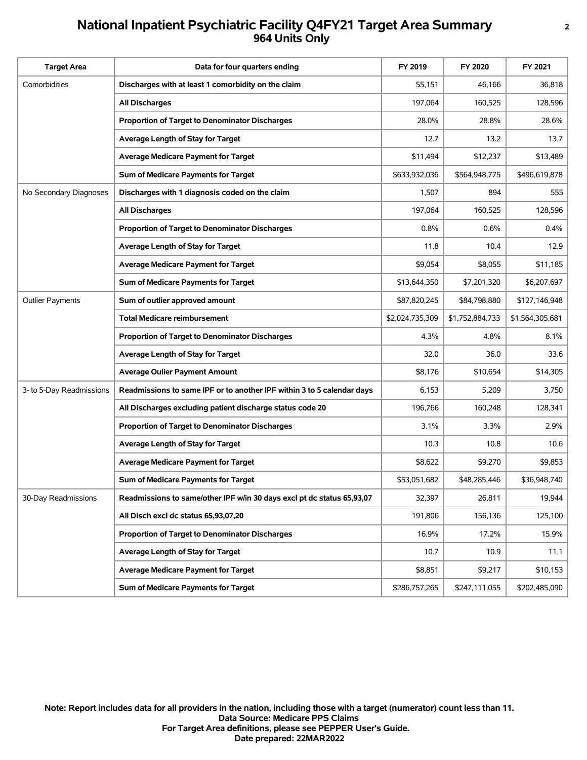# National Inpatient Psychiatric Facility Q4FY21 Target Area Summary
## 964 Units Only

| Target Area | Data for four quarters ending | FY 2019 | FY 2020 | FY 2021 |
|---|---|---|---|---|
| Comorbidities | **Discharges with at least 1 comorbidity on the claim** | 55,151 | 46,166 | 36,818 |
| | **All Discharges** | 197,064 | 160,525 | 128,596 |
| | **Proportion of Target to Denominator Discharges** | 28.0% | 28.8% | 28.6% |
| | **Average Length of Stay for Target** | 12.7 | 13.2 | 13.7 |
| | **Average Medicare Payment for Target** | $11,494 | $12,237 | $13,489 |
| | **Sum of Medicare Payments for Target** | $633,932,036 | $564,948,775 | $496,619,878 |
| No Secondary Diagnoses | **Discharges with 1 diagnosis coded on the claim** | 1,507 | 894 | 555 |
| | **All Discharges** | 197,064 | 160,525 | 128,596 |
| | **Proportion of Target to Denominator Discharges** | 0.8% | 0.6% | 0.4% |
| | **Average Length of Stay for Target** | 11.8 | 10.4 | 12.9 |
| | **Average Medicare Payment for Target** | $9,054 | $8,055 | $11,185 |
| | **Sum of Medicare Payments for Target** | $13,644,350 | $7,201,320 | $6,207,697 |
| Outlier Payments | **Sum of outlier approved amount** | $87,820,245 | $84,798,880 | $127,146,948 |
| | **Total Medicare reimbursement** | $2,024,735,309 | $1,752,884,733 | $1,564,305,681 |
| | **Proportion of Target to Denominator Discharges** | 4.3% | 4.8% | 8.1% |
| | **Average Length of Stay for Target** | 32.0 | 36.0 | 33.6 |
| | **Average Oulier Payment Amount** | $8,176 | $10,654 | $14,305 |
| 3- to 5-Day Readmissions | **Readmissions to same IPF or to another IPF within 3 to 5 calendar days** | 6,153 | 5,209 | 3,750 |
| | **All Discharges excluding patient discharge status code 20** | 196,766 | 160,248 | 128,341 |
| | **Proportion of Target to Denominator Discharges** | 3.1% | 3.3% | 2.9% |
| | **Average Length of Stay for Target** | 10.3 | 10.8 | 10.6 |
| | **Average Medicare Payment for Target** | $8,622 | $9,270 | $9,853 |
| | **Sum of Medicare Payments for Target** | $53,051,682 | $48,285,446 | $36,948,740 |
| 30-Day Readmissions | **Readmissions to same/other IPF w/in 30 days excl pt dc status 65,93,07** | 32,397 | 26,811 | 19,944 |
| | **All Disch excl dc status 65,93,07,20** | 191,806 | 156,136 | 125,100 |
| | **Proportion of Target to Denominator Discharges** | 16.9% | 17.2% | 15.9% |
| | **Average Length of Stay for Target** | 10.7 | 10.9 | 11.1 |
| | **Average Medicare Payment for Target** | $8,851 | $9,217 | $10,153 |
| | **Sum of Medicare Payments for Target** | $286,757,265 | $247,111,055 | $202,485,090 |

**Note: Report includes data for all providers in the nation, including those with a target (numerator) count less than 11.**
**Data Source: Medicare PPS Claims**
**For Target Area definitions, please see PEPPER User's Guide.**
**Date prepared: 22MAR2022**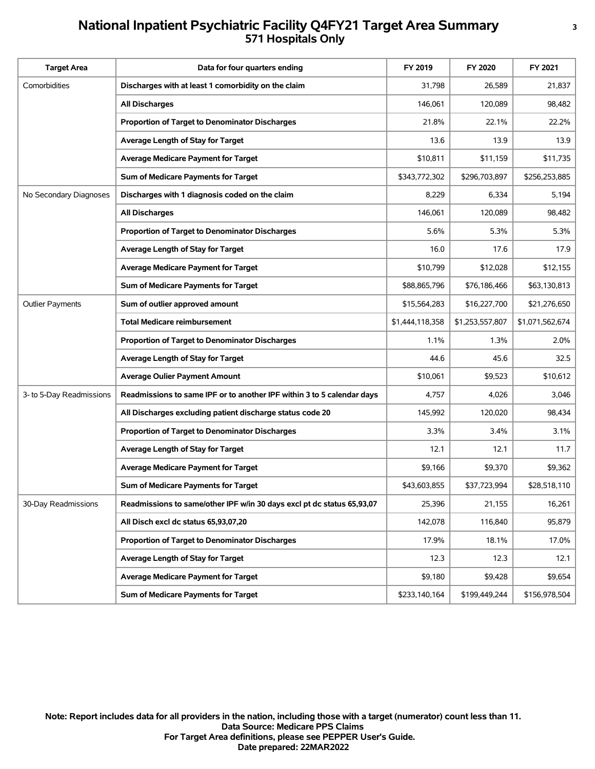# National Inpatient Psychiatric Facility Q4FY21 Target Area Summary

## 571 Hospitals Only

| Target Area | Data for four quarters ending | FY 2019 | FY 2020 | FY 2021 |
|---|---|---|---|---|
| Comorbidities | **Discharges with at least 1 comorbidity on the claim** | 31,798 | 26,589 | 21,837 |
| | **All Discharges** | 146,061 | 120,089 | 98,482 |
| | **Proportion of Target to Denominator Discharges** | 21.8% | 22.1% | 22.2% |
| | **Average Length of Stay for Target** | 13.6 | 13.9 | 13.9 |
| | **Average Medicare Payment for Target** | $10,811 | $11,159 | $11,735 |
| | **Sum of Medicare Payments for Target** | $343,772,302 | $296,703,897 | $256,253,885 |
| No Secondary Diagnoses | **Discharges with 1 diagnosis coded on the claim** | 8,229 | 6,334 | 5,194 |
| | **All Discharges** | 146,061 | 120,089 | 98,482 |
| | **Proportion of Target to Denominator Discharges** | 5.6% | 5.3% | 5.3% |
| | **Average Length of Stay for Target** | 16.0 | 17.6 | 17.9 |
| | **Average Medicare Payment for Target** | $10,799 | $12,028 | $12,155 |
| | **Sum of Medicare Payments for Target** | $88,865,796 | $76,186,466 | $63,130,813 |
| Outlier Payments | **Sum of outlier approved amount** | $15,564,283 | $16,227,700 | $21,276,650 |
| | **Total Medicare reimbursement** | $1,444,118,358 | $1,253,557,807 | $1,071,562,674 |
| | **Proportion of Target to Denominator Discharges** | 1.1% | 1.3% | 2.0% |
| | **Average Length of Stay for Target** | 44.6 | 45.6 | 32.5 |
| | **Average Oulier Payment Amount** | $10,061 | $9,523 | $10,612 |
| 3- to 5-Day Readmissions | **Readmissions to same IPF or to another IPF within 3 to 5 calendar days** | 4,757 | 4,026 | 3,046 |
| | **All Discharges excluding patient discharge status code 20** | 145,992 | 120,020 | 98,434 |
| | **Proportion of Target to Denominator Discharges** | 3.3% | 3.4% | 3.1% |
| | **Average Length of Stay for Target** | 12.1 | 12.1 | 11.7 |
| | **Average Medicare Payment for Target** | $9,166 | $9,370 | $9,362 |
| | **Sum of Medicare Payments for Target** | $43,603,855 | $37,723,994 | $28,518,110 |
| 30-Day Readmissions | **Readmissions to same/other IPF w/in 30 days excl pt dc status 65,93,07** | 25,396 | 21,155 | 16,261 |
| | **All Disch excl dc status 65,93,07,20** | 142,078 | 116,840 | 95,879 |
| | **Proportion of Target to Denominator Discharges** | 17.9% | 18.1% | 17.0% |
| | **Average Length of Stay for Target** | 12.3 | 12.3 | 12.1 |
| | **Average Medicare Payment for Target** | $9,180 | $9,428 | $9,654 |
| | **Sum of Medicare Payments for Target** | $233,140,164 | $199,449,244 | $156,978,504 |

**Note: Report includes data for all providers in the nation, including those with a target (numerator) count less than 11.**
**Data Source: Medicare PPS Claims**
**For Target Area definitions, please see PEPPER User's Guide.**
**Date prepared: 22MAR2022**